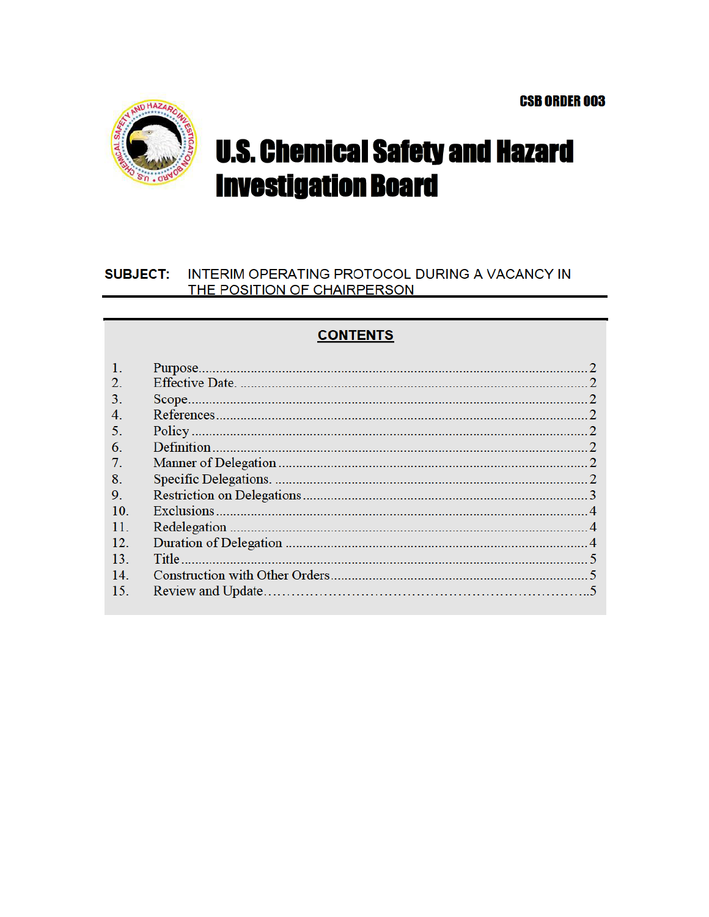**CSB ORDER 003**

# U.S. Chemical Safety and Hazard Investigation Board

**SUBJECT:** INTERIM OPERATING PROTOCOL DURING A VACANCY IN THE POSITION OF CHAIRPERSON

## CONTENTS

| | | |
|---|---|---|
| 1. | Purpose | 2 |
| 2. | Effective Date | 2 |
| 3. | Scope | 2 |
| 4. | References | 2 |
| 5. | Policy | 2 |
| 6. | Definition | 2 |
| 7. | Manner of Delegation | 2 |
| 8. | Specific Delegations | 2 |
| 9. | Restriction on Delegations | 3 |
| 10. | Exclusions | 4 |
| 11. | Redelegation | 4 |
| 12. | Duration of Delegation | 4 |
| 13. | Title | 5 |
| 14. | Construction with Other Orders | 5 |
| 15. | Review and Update | 5 |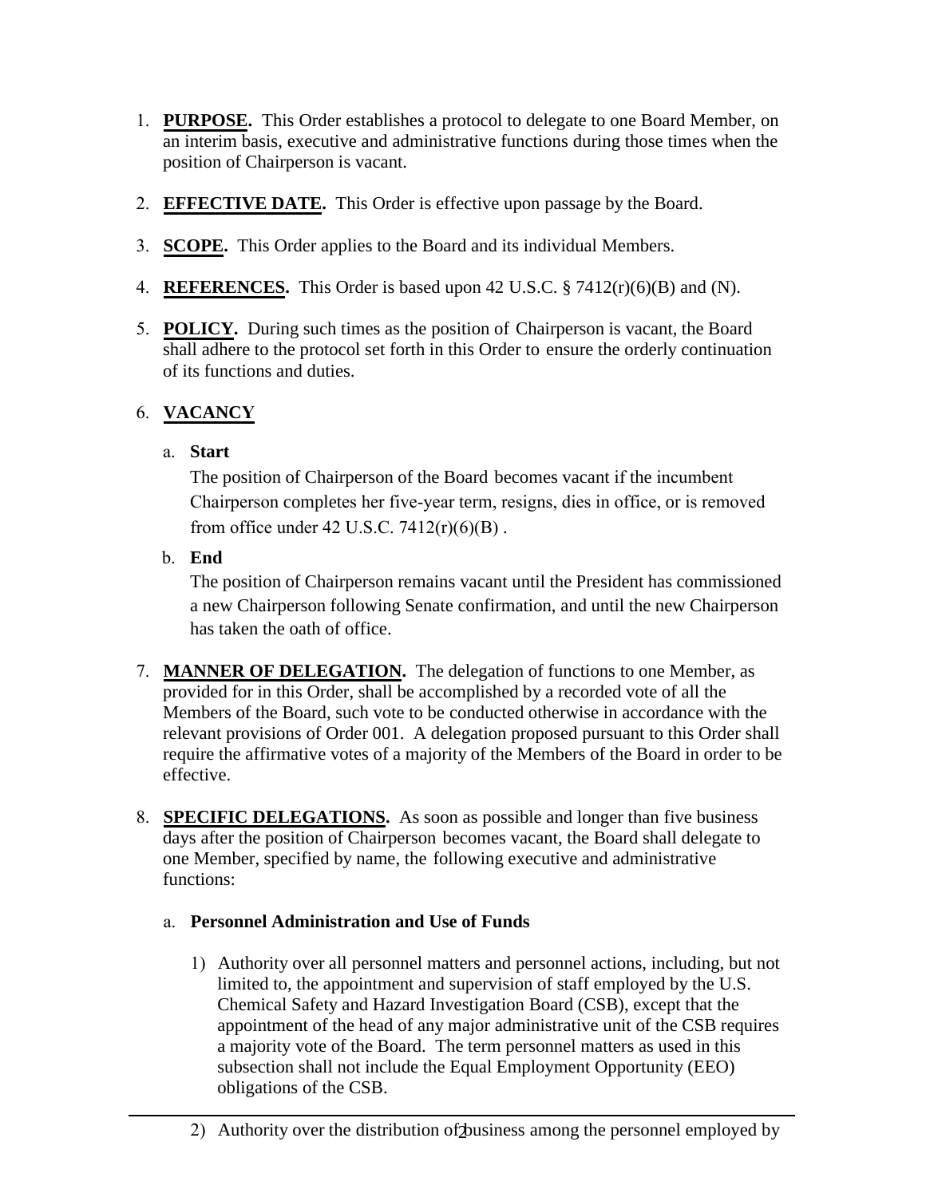1. **PURPOSE.** This Order establishes a protocol to delegate to one Board Member, on an interim basis, executive and administrative functions during those times when the position of Chairperson is vacant.

2. **EFFECTIVE DATE.** This Order is effective upon passage by the Board.

3. **SCOPE.** This Order applies to the Board and its individual Members.

4. **REFERENCES.** This Order is based upon 42 U.S.C. § 7412(r)(6)(B) and (N).

5. **POLICY.** During such times as the position of Chairperson is vacant, the Board shall adhere to the protocol set forth in this Order to ensure the orderly continuation of its functions and duties.

6. **VACANCY**

   a. **Start**

      The position of Chairperson of the Board becomes vacant if the incumbent Chairperson completes her five-year term, resigns, dies in office, or is removed from office under 42 U.S.C. 7412(r)(6)(B) .

   b. **End**

      The position of Chairperson remains vacant until the President has commissioned a new Chairperson following Senate confirmation, and until the new Chairperson has taken the oath of office.

7. **MANNER OF DELEGATION.** The delegation of functions to one Member, as provided for in this Order, shall be accomplished by a recorded vote of all the Members of the Board, such vote to be conducted otherwise in accordance with the relevant provisions of Order 001. A delegation proposed pursuant to this Order shall require the affirmative votes of a majority of the Members of the Board in order to be effective.

8. **SPECIFIC DELEGATIONS.** As soon as possible and longer than five business days after the position of Chairperson becomes vacant, the Board shall delegate to one Member, specified by name, the following executive and administrative functions:

   a. **Personnel Administration and Use of Funds**

      1) Authority over all personnel matters and personnel actions, including, but not limited to, the appointment and supervision of staff employed by the U.S. Chemical Safety and Hazard Investigation Board (CSB), except that the appointment of the head of any major administrative unit of the CSB requires a majority vote of the Board. The term personnel matters as used in this subsection shall not include the Equal Employment Opportunity (EEO) obligations of the CSB.

      2) Authority over the distribution of business among the personnel employed by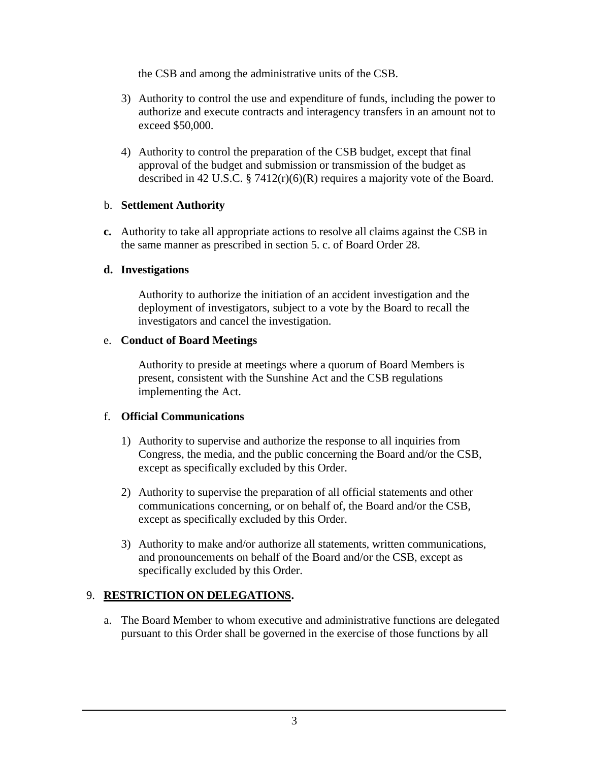the CSB and among the administrative units of the CSB.

3) Authority to control the use and expenditure of funds, including the power to authorize and execute contracts and interagency transfers in an amount not to exceed $50,000.

4) Authority to control the preparation of the CSB budget, except that final approval of the budget and submission or transmission of the budget as described in 42 U.S.C. § 7412(r)(6)(R) requires a majority vote of the Board.

b. **Settlement Authority**

**c.** Authority to take all appropriate actions to resolve all claims against the CSB in the same manner as prescribed in section 5. c. of Board Order 28.

**d. Investigations**

Authority to authorize the initiation of an accident investigation and the deployment of investigators, subject to a vote by the Board to recall the investigators and cancel the investigation.

e. **Conduct of Board Meetings**

Authority to preside at meetings where a quorum of Board Members is present, consistent with the Sunshine Act and the CSB regulations implementing the Act.

f. **Official Communications**

1) Authority to supervise and authorize the response to all inquiries from Congress, the media, and the public concerning the Board and/or the CSB, except as specifically excluded by this Order.

2) Authority to supervise the preparation of all official statements and other communications concerning, or on behalf of, the Board and/or the CSB, except as specifically excluded by this Order.

3) Authority to make and/or authorize all statements, written communications, and pronouncements on behalf of the Board and/or the CSB, except as specifically excluded by this Order.

9. **<u>RESTRICTION ON DELEGATIONS</u>.**

a. The Board Member to whom executive and administrative functions are delegated pursuant to this Order shall be governed in the exercise of those functions by all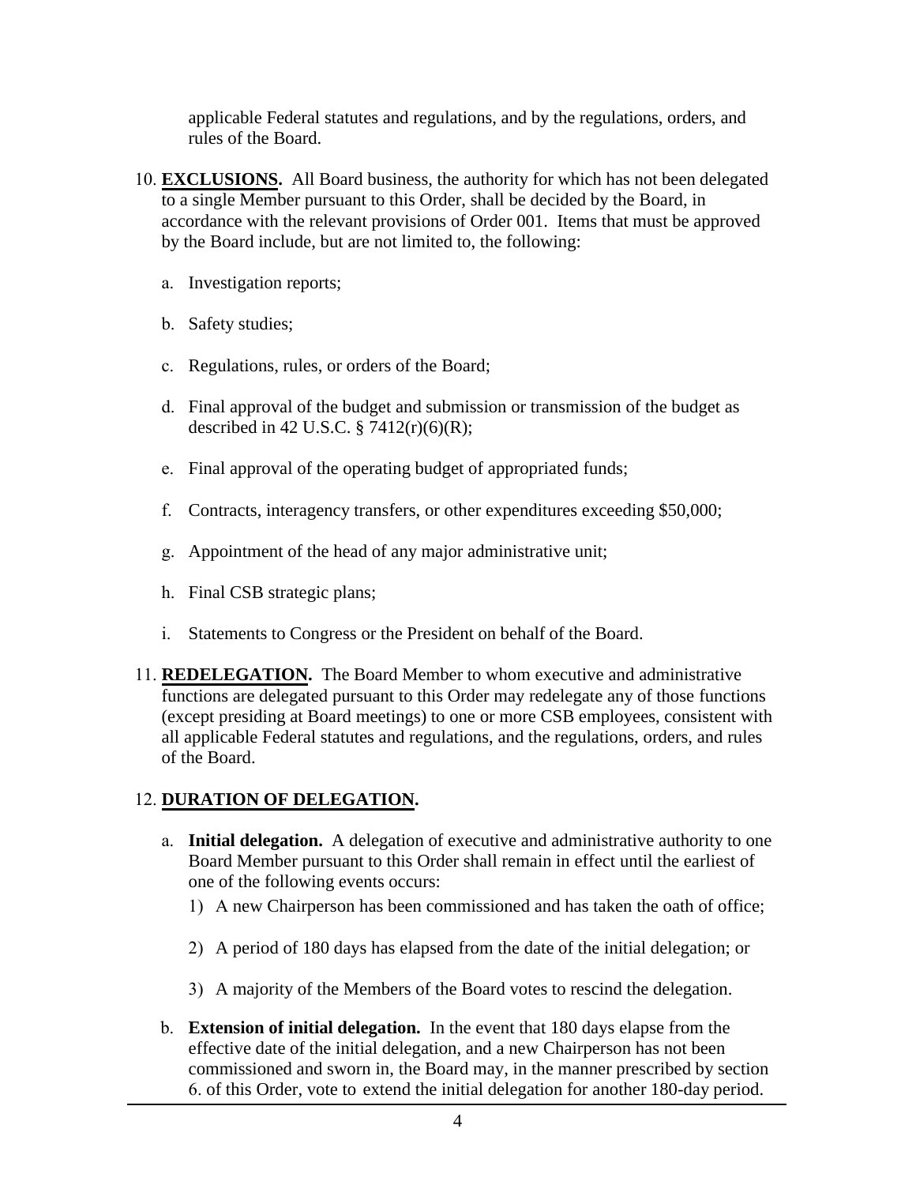applicable Federal statutes and regulations, and by the regulations, orders, and rules of the Board.

10. **EXCLUSIONS.** All Board business, the authority for which has not been delegated to a single Member pursuant to this Order, shall be decided by the Board, in accordance with the relevant provisions of Order 001. Items that must be approved by the Board include, but are not limited to, the following:

    a. Investigation reports;

    b. Safety studies;

    c. Regulations, rules, or orders of the Board;

    d. Final approval of the budget and submission or transmission of the budget as described in 42 U.S.C. § 7412(r)(6)(R);

    e. Final approval of the operating budget of appropriated funds;

    f. Contracts, interagency transfers, or other expenditures exceeding $50,000;

    g. Appointment of the head of any major administrative unit;

    h. Final CSB strategic plans;

    i. Statements to Congress or the President on behalf of the Board.

11. **REDELEGATION.** The Board Member to whom executive and administrative functions are delegated pursuant to this Order may redelegate any of those functions (except presiding at Board meetings) to one or more CSB employees, consistent with all applicable Federal statutes and regulations, and the regulations, orders, and rules of the Board.

12. **DURATION OF DELEGATION.**

    a. **Initial delegation.** A delegation of executive and administrative authority to one Board Member pursuant to this Order shall remain in effect until the earliest of one of the following events occurs:

       1) A new Chairperson has been commissioned and has taken the oath of office;

       2) A period of 180 days has elapsed from the date of the initial delegation; or

       3) A majority of the Members of the Board votes to rescind the delegation.

    b. **Extension of initial delegation.** In the event that 180 days elapse from the effective date of the initial delegation, and a new Chairperson has not been commissioned and sworn in, the Board may, in the manner prescribed by section 6. of this Order, vote to extend the initial delegation for another 180-day period.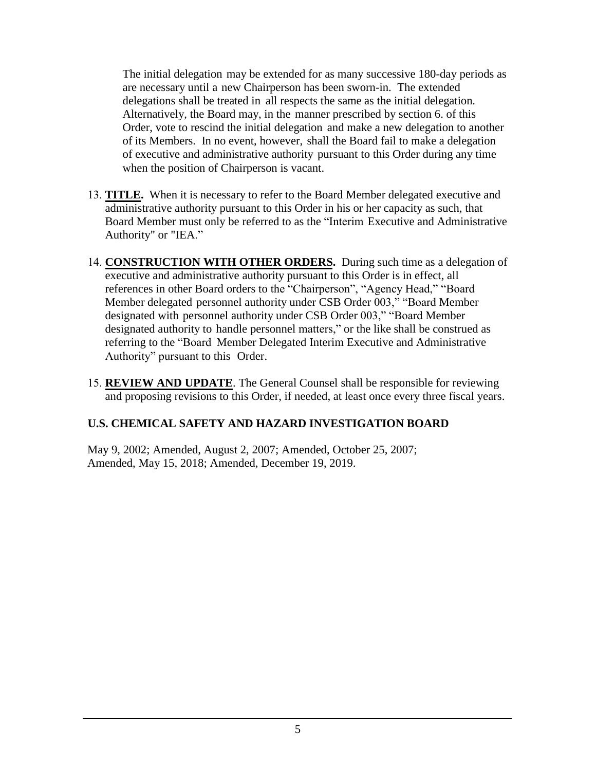The initial delegation may be extended for as many successive 180-day periods as are necessary until a new Chairperson has been sworn-in. The extended delegations shall be treated in all respects the same as the initial delegation. Alternatively, the Board may, in the manner prescribed by section 6. of this Order, vote to rescind the initial delegation and make a new delegation to another of its Members. In no event, however, shall the Board fail to make a delegation of executive and administrative authority pursuant to this Order during any time when the position of Chairperson is vacant.

13. **TITLE.** When it is necessary to refer to the Board Member delegated executive and administrative authority pursuant to this Order in his or her capacity as such, that Board Member must only be referred to as the "Interim Executive and Administrative Authority" or "IEA."

14. **CONSTRUCTION WITH OTHER ORDERS.** During such time as a delegation of executive and administrative authority pursuant to this Order is in effect, all references in other Board orders to the "Chairperson", "Agency Head," "Board Member delegated personnel authority under CSB Order 003," "Board Member designated with personnel authority under CSB Order 003," "Board Member designated authority to handle personnel matters," or the like shall be construed as referring to the "Board Member Delegated Interim Executive and Administrative Authority" pursuant to this Order.

15. **REVIEW AND UPDATE**. The General Counsel shall be responsible for reviewing and proposing revisions to this Order, if needed, at least once every three fiscal years.

**U.S. CHEMICAL SAFETY AND HAZARD INVESTIGATION BOARD**

May 9, 2002; Amended, August 2, 2007; Amended, October 25, 2007; Amended, May 15, 2018; Amended, December 19, 2019.